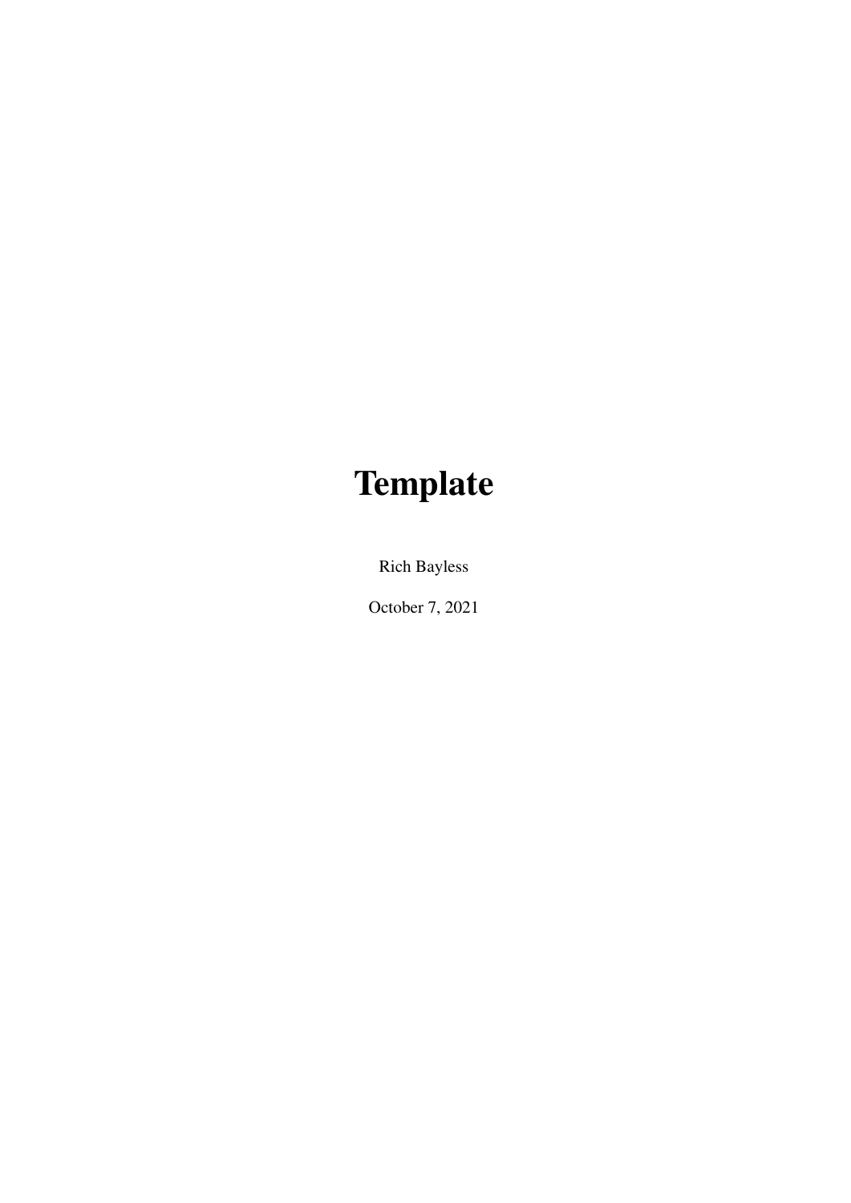# Template

Rich Bayless

October 7, 2021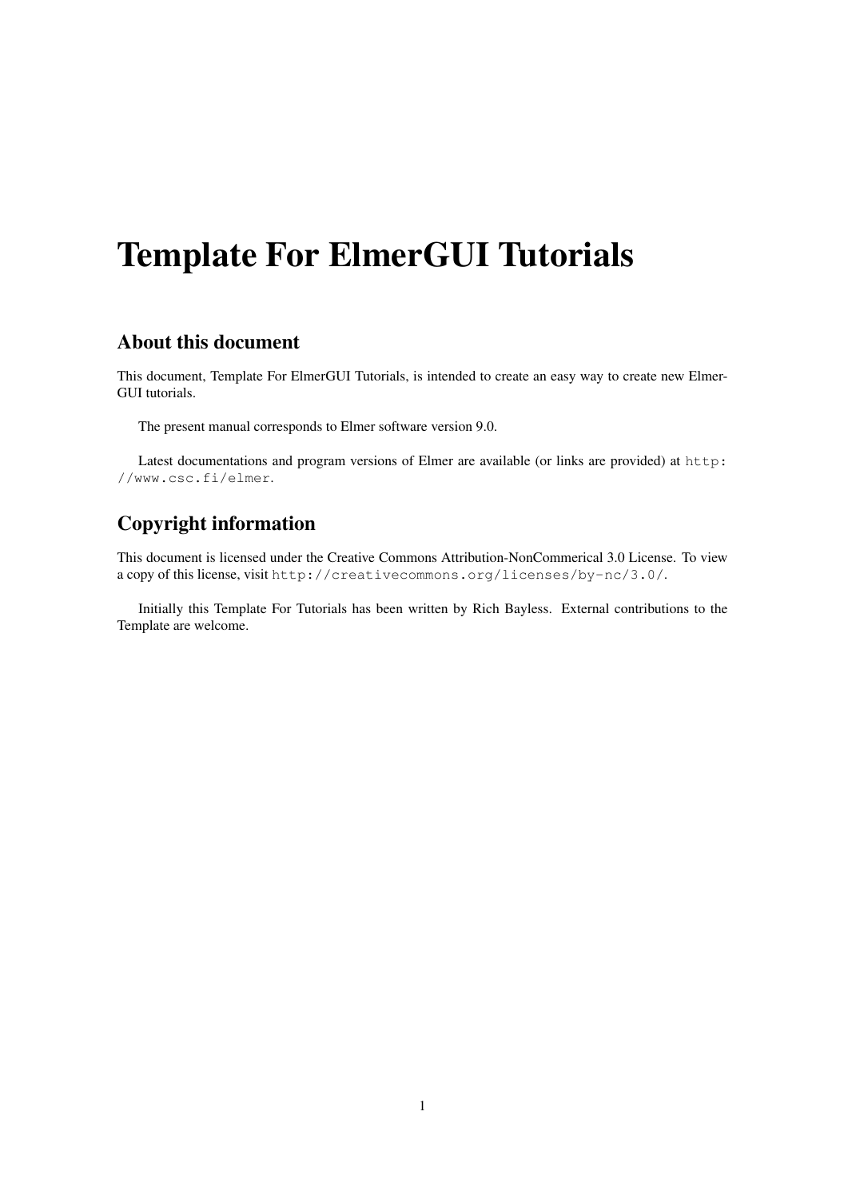# Template For ElmerGUI Tutorials

## About this document

This document, Template For ElmerGUI Tutorials, is intended to create an easy way to create new ElmerGUI tutorials.

The present manual corresponds to Elmer software version 9.0.

Latest documentations and program versions of Elmer are available (or links are provided) at `http://www.csc.fi/elmer`.

## Copyright information

This document is licensed under the Creative Commons Attribution-NonCommerical 3.0 License. To view a copy of this license, visit `http://creativecommons.org/licenses/by-nc/3.0/`.

Initially this Template For Tutorials has been written by Rich Bayless. External contributions to the Template are welcome.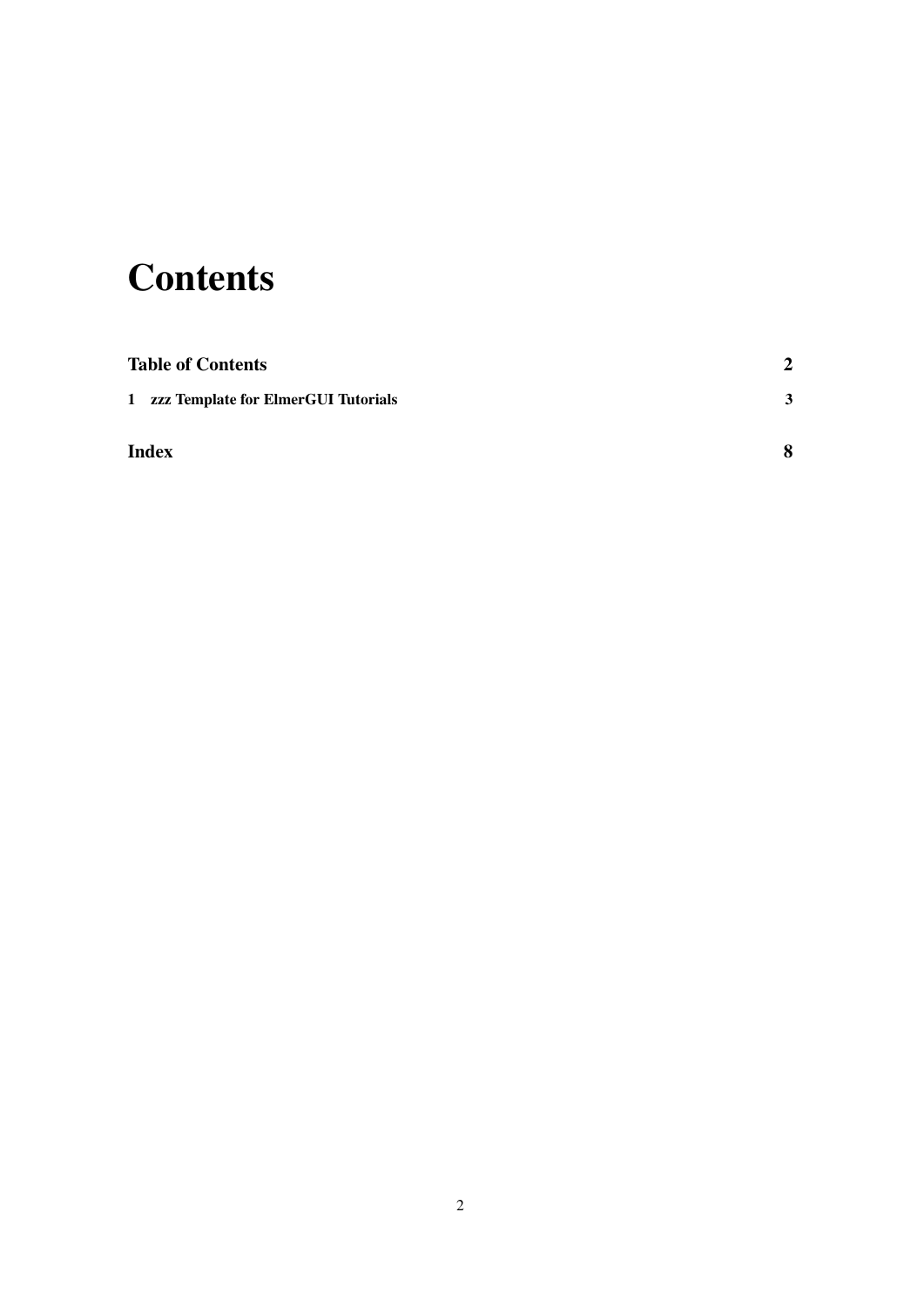# Contents

**Table of Contents** **2**

**1 zzz Template for ElmerGUI Tutorials** **3**

**Index** **8**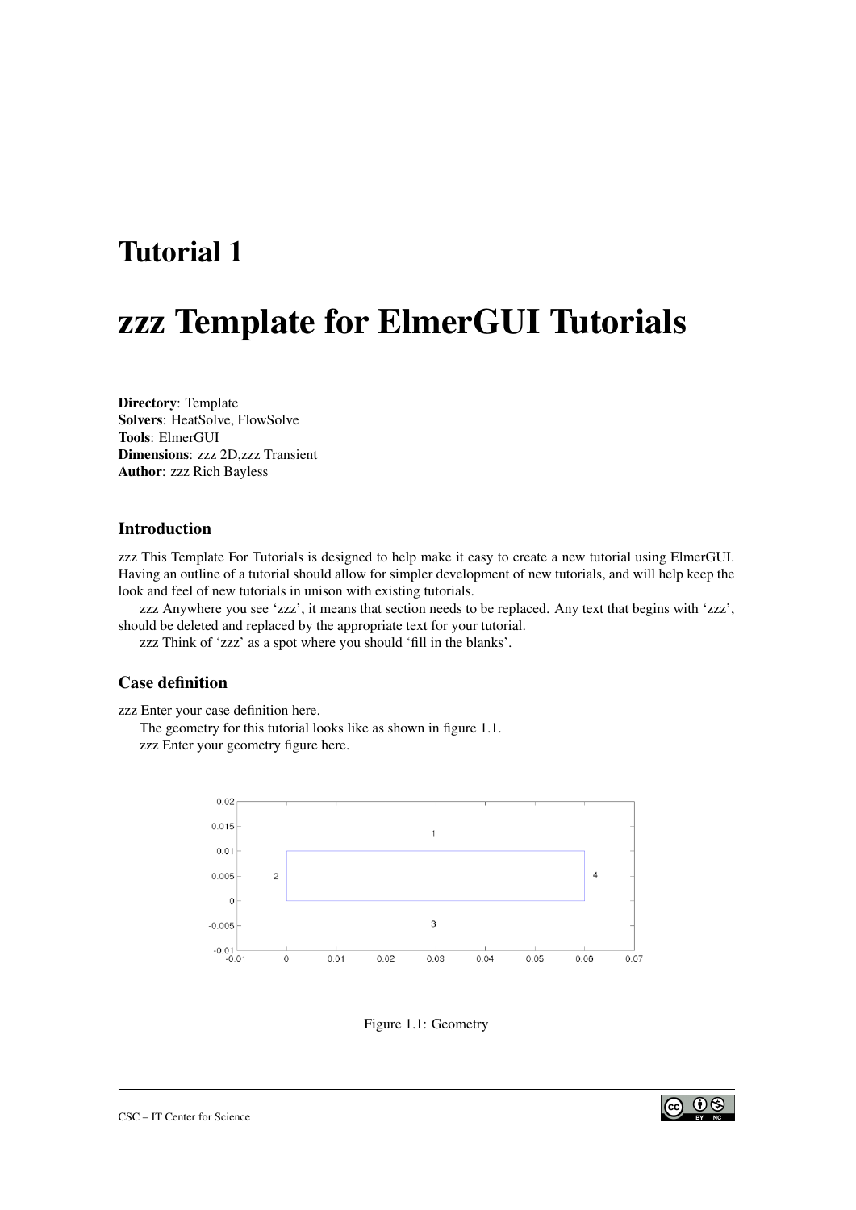# Tutorial 1

# zzz Template for ElmerGUI Tutorials

**Directory**: Template
**Solvers**: HeatSolve, FlowSolve
**Tools**: ElmerGUI
**Dimensions**: zzz 2D,zzz Transient
**Author**: zzz Rich Bayless

## Introduction

zzz This Template For Tutorials is designed to help make it easy to create a new tutorial using ElmerGUI. Having an outline of a tutorial should allow for simpler development of new tutorials, and will help keep the look and feel of new tutorials in unison with existing tutorials.

zzz Anywhere you see 'zzz', it means that section needs to be replaced. Any text that begins with 'zzz', should be deleted and replaced by the appropriate text for your tutorial.

zzz Think of 'zzz' as a spot where you should 'fill in the blanks'.

## Case definition

zzz Enter your case definition here.

The geometry for this tutorial looks like as shown in figure 1.1.

zzz Enter your geometry figure here.

Figure 1.1: Geometry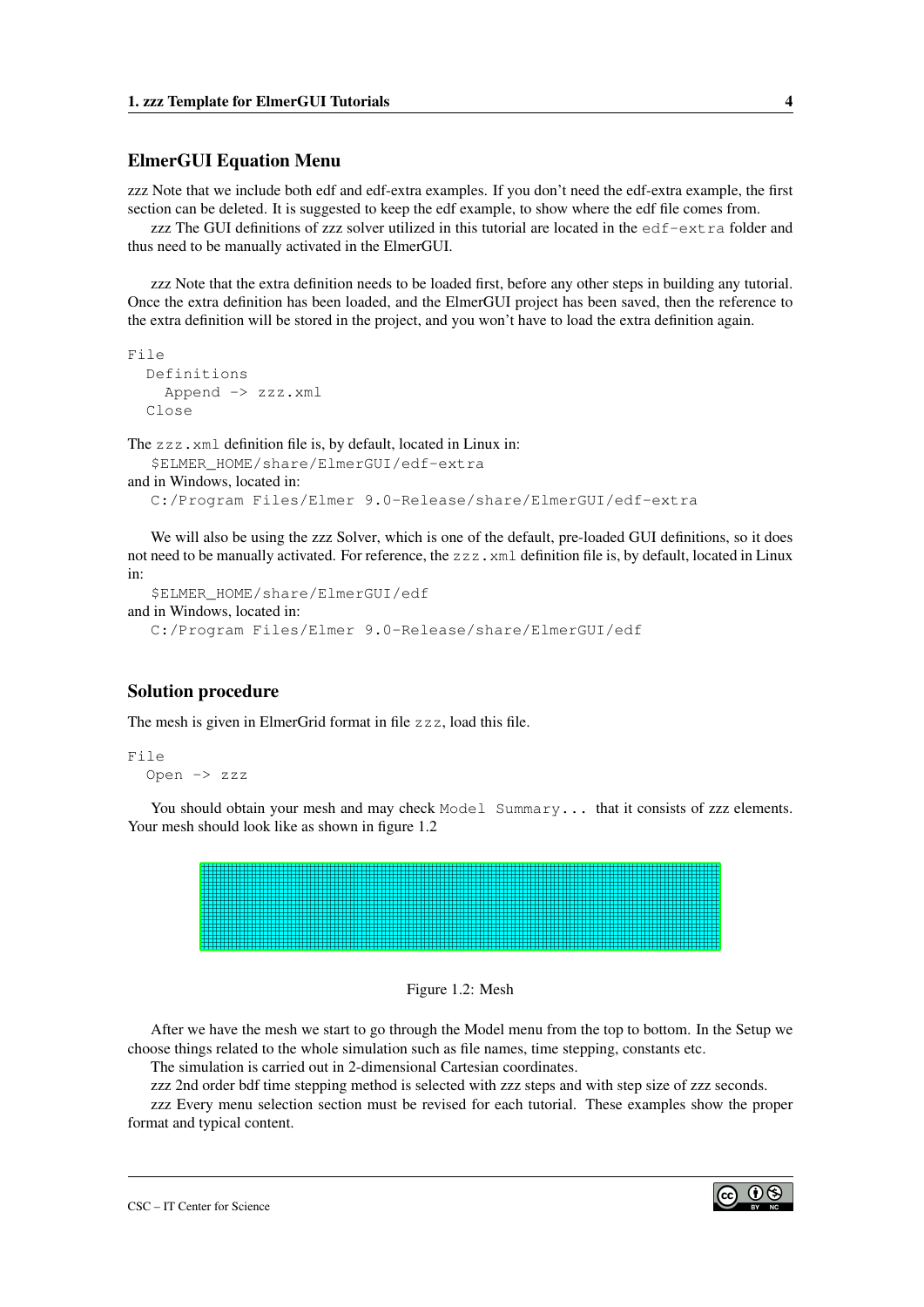## ElmerGUI Equation Menu

zzz Note that we include both edf and edf-extra examples. If you don't need the edf-extra example, the first section can be deleted. It is suggested to keep the edf example, to show where the edf file comes from.

zzz The GUI definitions of zzz solver utilized in this tutorial are located in the `edf-extra` folder and thus need to be manually activated in the ElmerGUI.

zzz Note that the extra definition needs to be loaded first, before any other steps in building any tutorial. Once the extra definition has been loaded, and the ElmerGUI project has been saved, then the reference to the extra definition will be stored in the project, and you won't have to load the extra definition again.

```
File
  Definitions
    Append -> zzz.xml
  Close
```

The `zzz.xml` definition file is, by default, located in Linux in:
`$ELMER_HOME/share/ElmerGUI/edf-extra`
and in Windows, located in:
`C:/Program Files/Elmer 9.0-Release/share/ElmerGUI/edf-extra`

We will also be using the zzz Solver, which is one of the default, pre-loaded GUI definitions, so it does not need to be manually activated. For reference, the `zzz.xml` definition file is, by default, located in Linux in:
`$ELMER_HOME/share/ElmerGUI/edf`
and in Windows, located in:
`C:/Program Files/Elmer 9.0-Release/share/ElmerGUI/edf`

## Solution procedure

The mesh is given in ElmerGrid format in file `zzz`, load this file.

```
File
  Open -> zzz
```

You should obtain your mesh and may check `Model Summary...` that it consists of zzz elements. Your mesh should look like as shown in figure 1.2

Figure 1.2: Mesh

After we have the mesh we start to go through the Model menu from the top to bottom. In the Setup we choose things related to the whole simulation such as file names, time stepping, constants etc.

The simulation is carried out in 2-dimensional Cartesian coordinates.

zzz 2nd order bdf time stepping method is selected with zzz steps and with step size of zzz seconds.

zzz Every menu selection section must be revised for each tutorial. These examples show the proper format and typical content.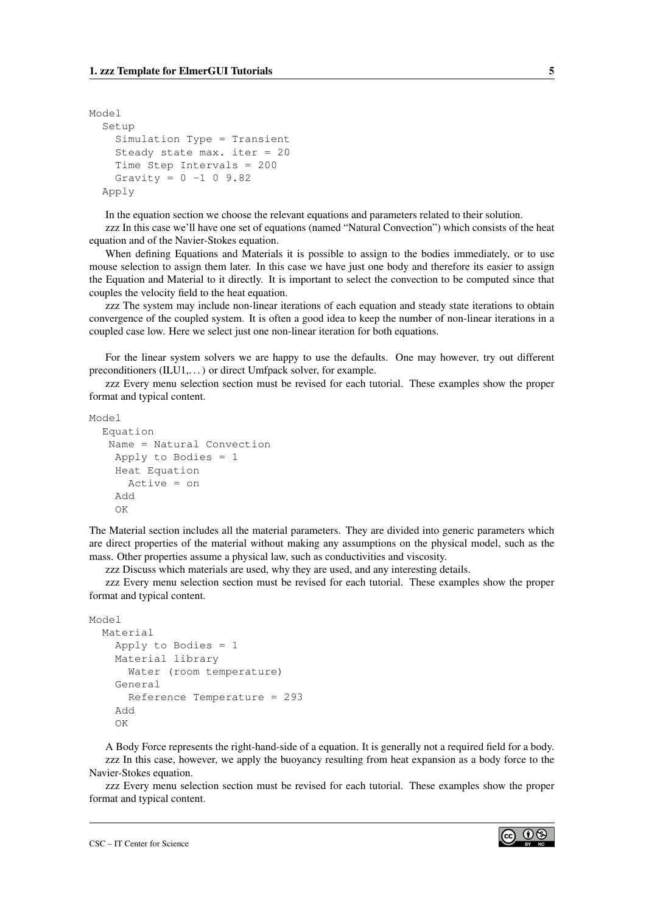```
Model
  Setup
    Simulation Type = Transient
    Steady state max. iter = 20
    Time Step Intervals = 200
    Gravity = 0 -1 0 9.82
  Apply
```

In the equation section we choose the relevant equations and parameters related to their solution.

zzz In this case we'll have one set of equations (named "Natural Convection") which consists of the heat equation and of the Navier-Stokes equation.

When defining Equations and Materials it is possible to assign to the bodies immediately, or to use mouse selection to assign them later. In this case we have just one body and therefore its easier to assign the Equation and Material to it directly. It is important to select the convection to be computed since that couples the velocity field to the heat equation.

zzz The system may include non-linear iterations of each equation and steady state iterations to obtain convergence of the coupled system. It is often a good idea to keep the number of non-linear iterations in a coupled case low. Here we select just one non-linear iteration for both equations.

For the linear system solvers we are happy to use the defaults. One may however, try out different preconditioners (ILU1,...) or direct Umfpack solver, for example.

zzz Every menu selection section must be revised for each tutorial. These examples show the proper format and typical content.

```
Model
  Equation
   Name = Natural Convection
    Apply to Bodies = 1
    Heat Equation
      Active = on
    Add
    OK
```

The Material section includes all the material parameters. They are divided into generic parameters which are direct properties of the material without making any assumptions on the physical model, such as the mass. Other properties assume a physical law, such as conductivities and viscosity.

zzz Discuss which materials are used, why they are used, and any interesting details.

zzz Every menu selection section must be revised for each tutorial. These examples show the proper format and typical content.

```
Model
  Material
    Apply to Bodies = 1
    Material library
      Water (room temperature)
    General
      Reference Temperature = 293
    Add
    OK
```

A Body Force represents the right-hand-side of a equation. It is generally not a required field for a body.

zzz In this case, however, we apply the buoyancy resulting from heat expansion as a body force to the Navier-Stokes equation.

zzz Every menu selection section must be revised for each tutorial. These examples show the proper format and typical content.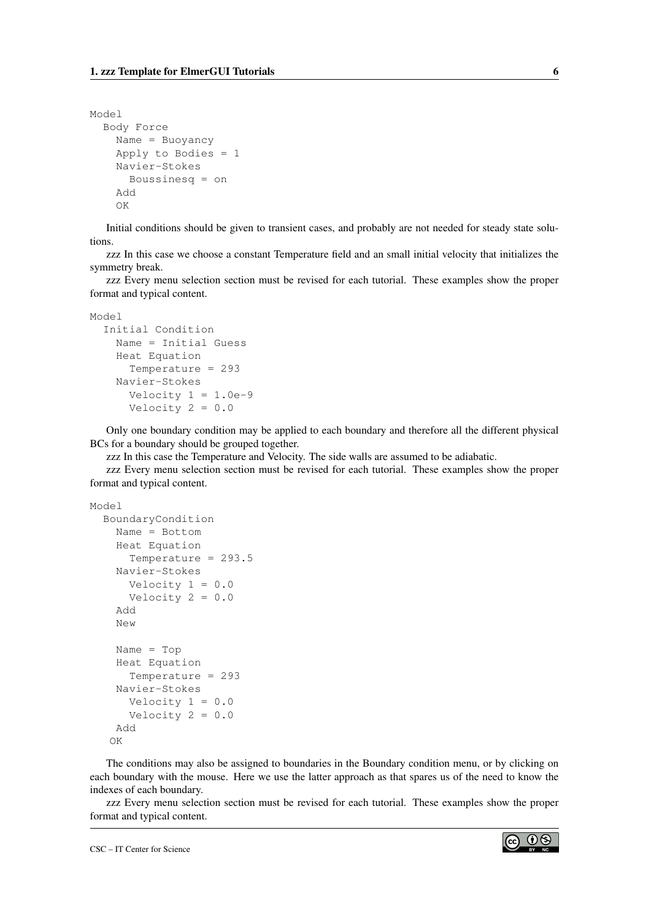```
Model
  Body Force
    Name = Buoyancy
    Apply to Bodies = 1
    Navier-Stokes
      Boussinesq = on
    Add
    OK
```

Initial conditions should be given to transient cases, and probably are not needed for steady state solutions.

zzz In this case we choose a constant Temperature field and an small initial velocity that initializes the symmetry break.

zzz Every menu selection section must be revised for each tutorial. These examples show the proper format and typical content.

```
Model
  Initial Condition
    Name = Initial Guess
    Heat Equation
      Temperature = 293
    Navier-Stokes
      Velocity 1 = 1.0e-9
      Velocity 2 = 0.0
```

Only one boundary condition may be applied to each boundary and therefore all the different physical BCs for a boundary should be grouped together.

zzz In this case the Temperature and Velocity. The side walls are assumed to be adiabatic.

zzz Every menu selection section must be revised for each tutorial. These examples show the proper format and typical content.

```
Model
  BoundaryCondition
    Name = Bottom
    Heat Equation
      Temperature = 293.5
    Navier-Stokes
      Velocity 1 = 0.0
      Velocity 2 = 0.0
    Add
    New

    Name = Top
    Heat Equation
      Temperature = 293
    Navier-Stokes
      Velocity 1 = 0.0
      Velocity 2 = 0.0
    Add
   OK
```

The conditions may also be assigned to boundaries in the Boundary condition menu, or by clicking on each boundary with the mouse. Here we use the latter approach as that spares us of the need to know the indexes of each boundary.

zzz Every menu selection section must be revised for each tutorial. These examples show the proper format and typical content.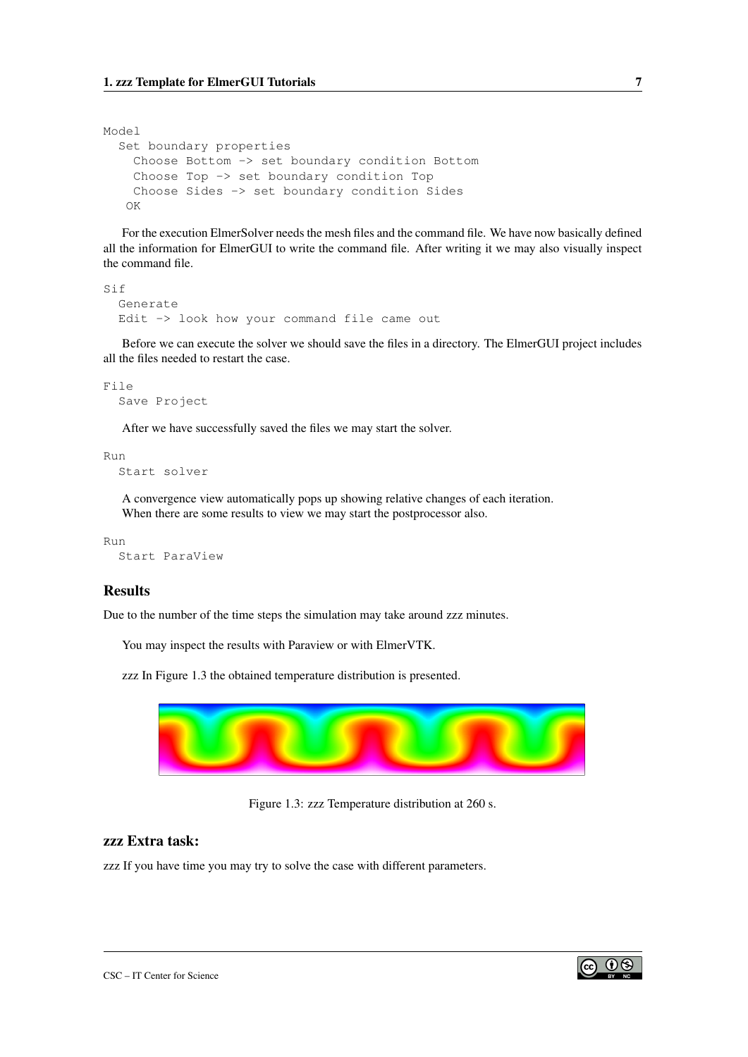```
Model
  Set boundary properties
    Choose Bottom -> set boundary condition Bottom
    Choose Top -> set boundary condition Top
    Choose Sides -> set boundary condition Sides
   OK
```

For the execution ElmerSolver needs the mesh files and the command file. We have now basically defined all the information for ElmerGUI to write the command file. After writing it we may also visually inspect the command file.

```
Sif
  Generate
  Edit -> look how your command file came out
```

Before we can execute the solver we should save the files in a directory. The ElmerGUI project includes all the files needed to restart the case.

```
File
  Save Project
```

After we have successfully saved the files we may start the solver.

```
Run
  Start solver
```

A convergence view automatically pops up showing relative changes of each iteration.
When there are some results to view we may start the postprocessor also.

```
Run
  Start ParaView
```

## Results

Due to the number of the time steps the simulation may take around zzz minutes.

You may inspect the results with Paraview or with ElmerVTK.

zzz In Figure 1.3 the obtained temperature distribution is presented.

Figure 1.3: zzz Temperature distribution at 260 s.

### zzz Extra task:

zzz If you have time you may try to solve the case with different parameters.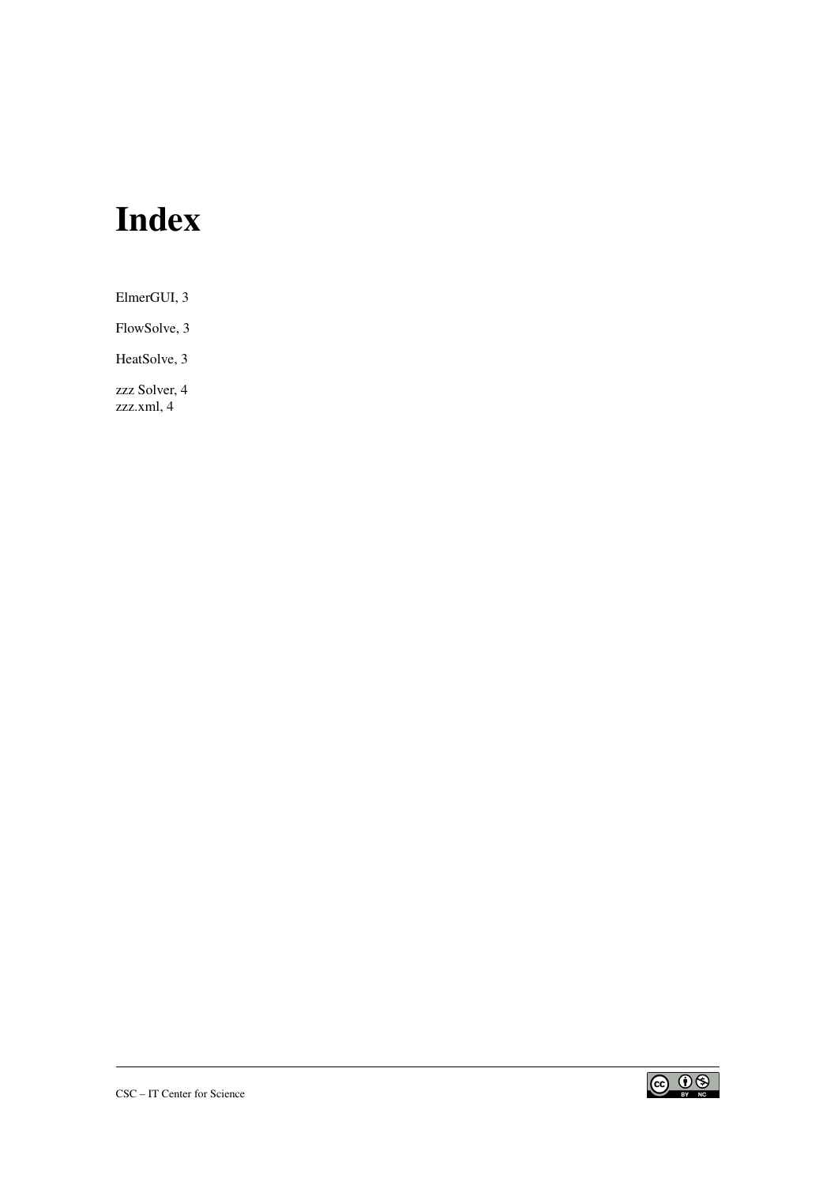# Index

ElmerGUI, 3

FlowSolve, 3

HeatSolve, 3

zzz Solver, 4
zzz.xml, 4